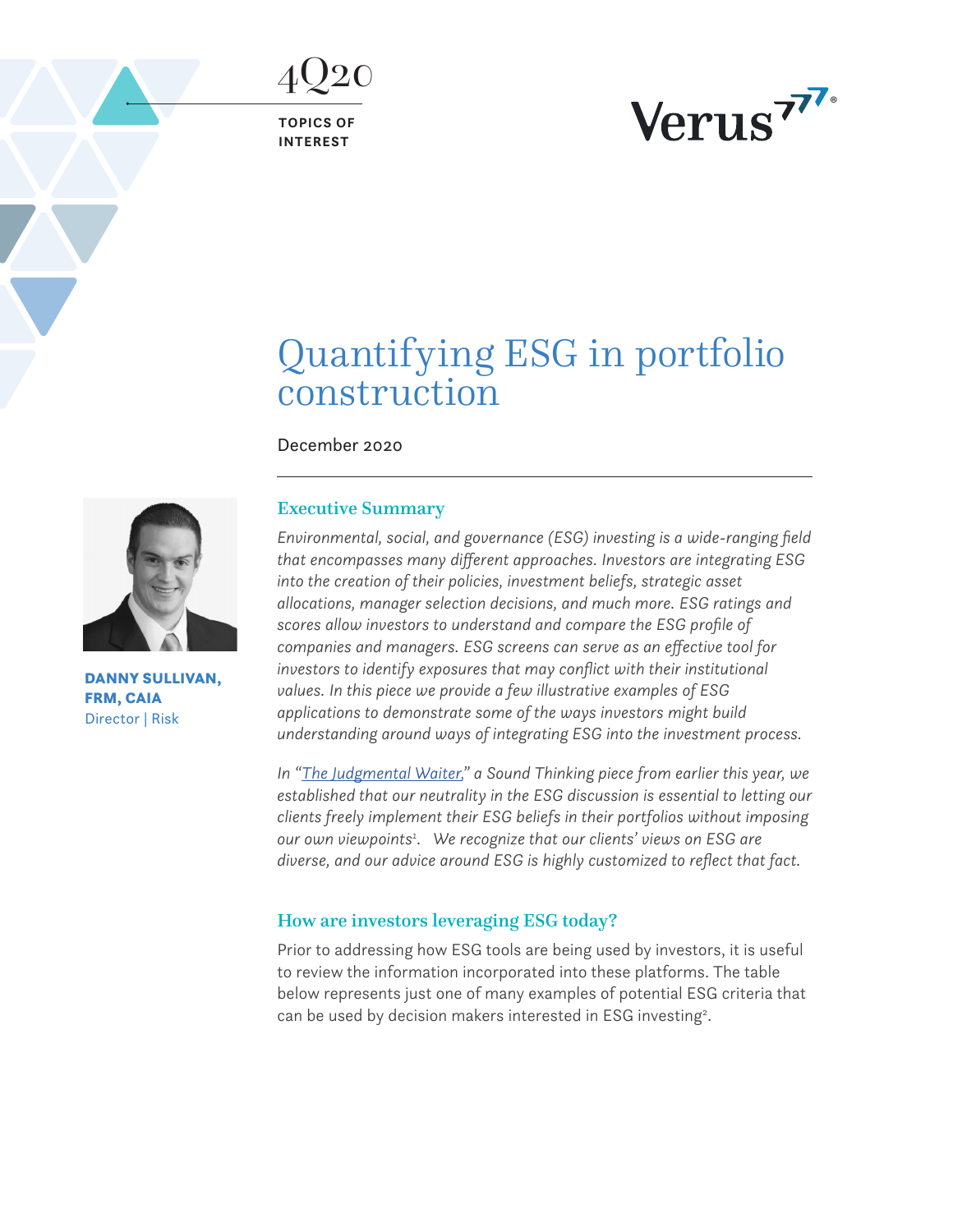4Q20

**TOPICS OF INTEREST**

Verus

# Quantifying ESG in portfolio construction

December 2020

**DANNY SULLIVAN, FRM, CAIA**
Director | Risk

## Executive Summary

*Environmental, social, and governance (ESG) investing is a wide-ranging field that encompasses many different approaches. Investors are integrating ESG into the creation of their policies, investment beliefs, strategic asset allocations, manager selection decisions, and much more. ESG ratings and scores allow investors to understand and compare the ESG profile of companies and managers. ESG screens can serve as an effective tool for investors to identify exposures that may conflict with their institutional values. In this piece we provide a few illustrative examples of ESG applications to demonstrate some of the ways investors might build understanding around ways of integrating ESG into the investment process.*

*In "The Judgmental Waiter," a Sound Thinking piece from earlier this year, we established that our neutrality in the ESG discussion is essential to letting our clients freely implement their ESG beliefs in their portfolios without imposing our own viewpoints[1]. We recognize that our clients' views on ESG are diverse, and our advice around ESG is highly customized to reflect that fact.*

## How are investors leveraging ESG today?

Prior to addressing how ESG tools are being used by investors, it is useful to review the information incorporated into these platforms. The table below represents just one of many examples of potential ESG criteria that can be used by decision makers interested in ESG investing[2].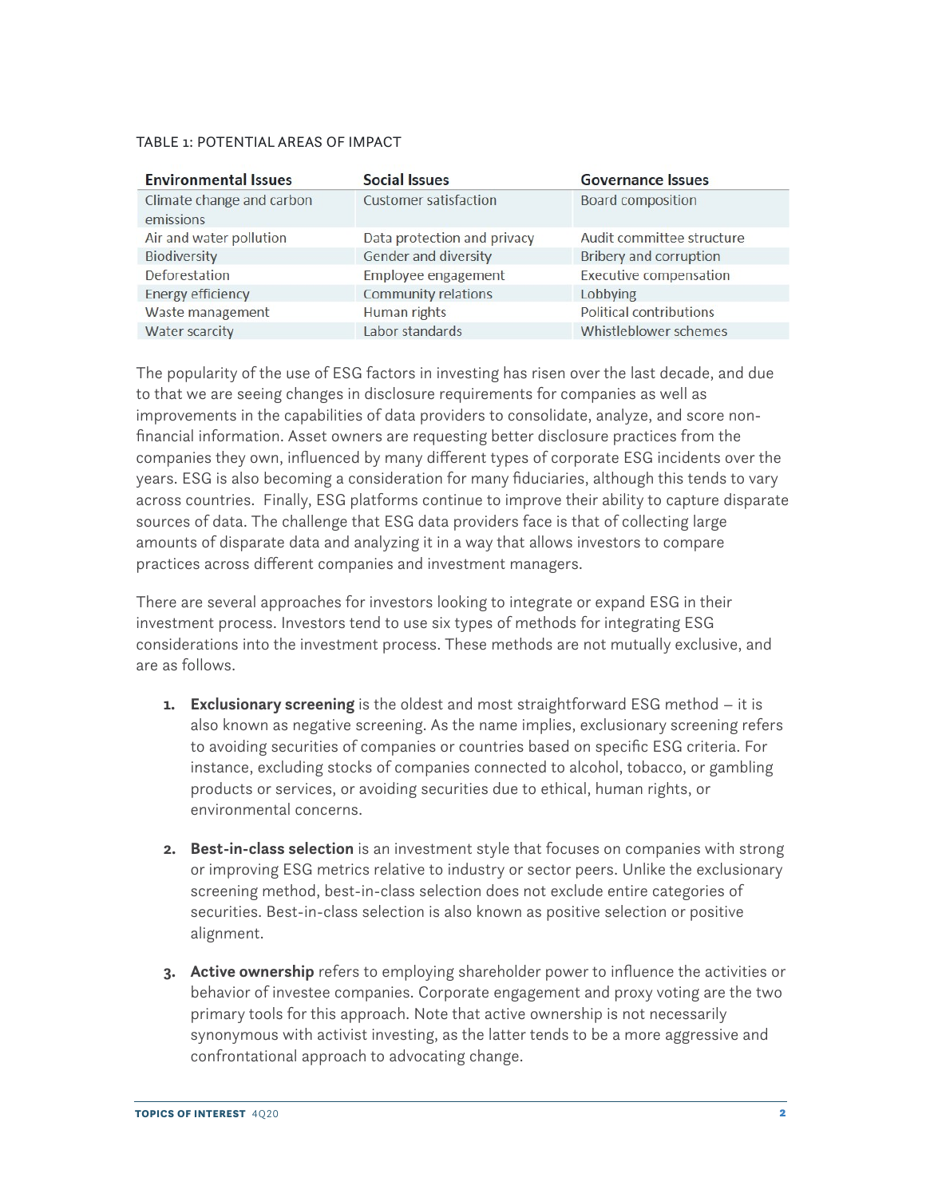TABLE 1: POTENTIAL AREAS OF IMPACT

| Environmental Issues | Social Issues | Governance Issues |
|---|---|---|
| Climate change and carbon emissions | Customer satisfaction | Board composition |
| Air and water pollution | Data protection and privacy | Audit committee structure |
| Biodiversity | Gender and diversity | Bribery and corruption |
| Deforestation | Employee engagement | Executive compensation |
| Energy efficiency | Community relations | Lobbying |
| Waste management | Human rights | Political contributions |
| Water scarcity | Labor standards | Whistleblower schemes |

The popularity of the use of ESG factors in investing has risen over the last decade, and due to that we are seeing changes in disclosure requirements for companies as well as improvements in the capabilities of data providers to consolidate, analyze, and score non-financial information. Asset owners are requesting better disclosure practices from the companies they own, influenced by many different types of corporate ESG incidents over the years. ESG is also becoming a consideration for many fiduciaries, although this tends to vary across countries. Finally, ESG platforms continue to improve their ability to capture disparate sources of data. The challenge that ESG data providers face is that of collecting large amounts of disparate data and analyzing it in a way that allows investors to compare practices across different companies and investment managers.

There are several approaches for investors looking to integrate or expand ESG in their investment process. Investors tend to use six types of methods for integrating ESG considerations into the investment process. These methods are not mutually exclusive, and are as follows.

1. **Exclusionary screening** is the oldest and most straightforward ESG method – it is also known as negative screening. As the name implies, exclusionary screening refers to avoiding securities of companies or countries based on specific ESG criteria. For instance, excluding stocks of companies connected to alcohol, tobacco, or gambling products or services, or avoiding securities due to ethical, human rights, or environmental concerns.

2. **Best-in-class selection** is an investment style that focuses on companies with strong or improving ESG metrics relative to industry or sector peers. Unlike the exclusionary screening method, best-in-class selection does not exclude entire categories of securities. Best-in-class selection is also known as positive selection or positive alignment.

3. **Active ownership** refers to employing shareholder power to influence the activities or behavior of investee companies. Corporate engagement and proxy voting are the two primary tools for this approach. Note that active ownership is not necessarily synonymous with activist investing, as the latter tends to be a more aggressive and confrontational approach to advocating change.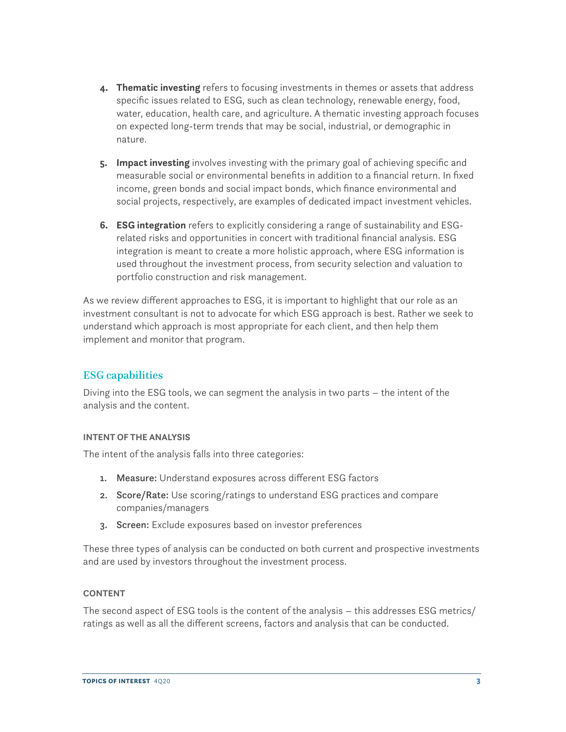4. **Thematic investing** refers to focusing investments in themes or assets that address specific issues related to ESG, such as clean technology, renewable energy, food, water, education, health care, and agriculture. A thematic investing approach focuses on expected long-term trends that may be social, industrial, or demographic in nature.

5. **Impact investing** involves investing with the primary goal of achieving specific and measurable social or environmental benefits in addition to a financial return. In fixed income, green bonds and social impact bonds, which finance environmental and social projects, respectively, are examples of dedicated impact investment vehicles.

6. **ESG integration** refers to explicitly considering a range of sustainability and ESG-related risks and opportunities in concert with traditional financial analysis. ESG integration is meant to create a more holistic approach, where ESG information is used throughout the investment process, from security selection and valuation to portfolio construction and risk management.

As we review different approaches to ESG, it is important to highlight that our role as an investment consultant is not to advocate for which ESG approach is best. Rather we seek to understand which approach is most appropriate for each client, and then help them implement and monitor that program.

## ESG capabilities

Diving into the ESG tools, we can segment the analysis in two parts – the intent of the analysis and the content.

### INTENT OF THE ANALYSIS

The intent of the analysis falls into three categories:

1. Measure: Understand exposures across different ESG factors
2. Score/Rate: Use scoring/ratings to understand ESG practices and compare companies/managers
3. Screen: Exclude exposures based on investor preferences

These three types of analysis can be conducted on both current and prospective investments and are used by investors throughout the investment process.

### CONTENT

The second aspect of ESG tools is the content of the analysis – this addresses ESG metrics/ratings as well as all the different screens, factors and analysis that can be conducted.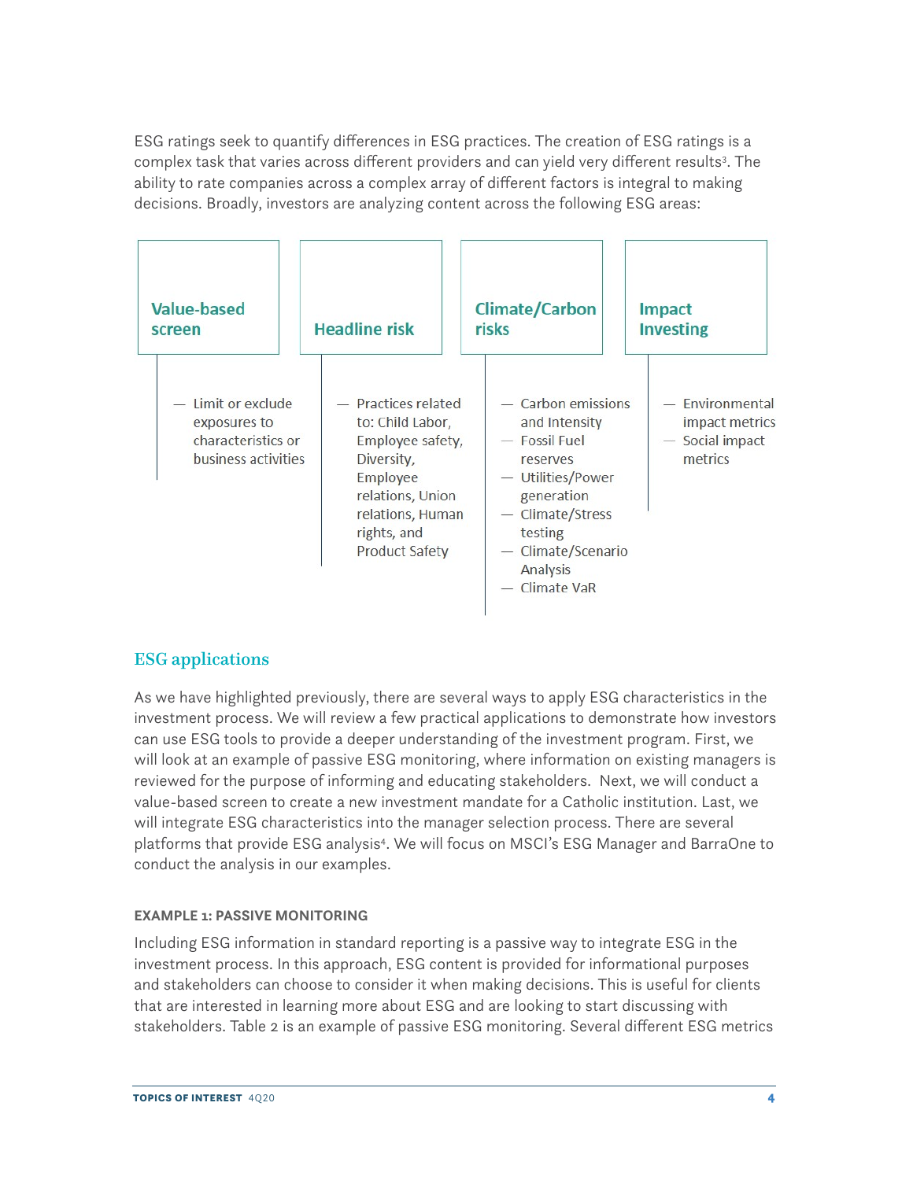ESG ratings seek to quantify differences in ESG practices. The creation of ESG ratings is a complex task that varies across different providers and can yield very different results[3]. The ability to rate companies across a complex array of different factors is integral to making decisions. Broadly, investors are analyzing content across the following ESG areas:

**Value-based screen**

- Limit or exclude exposures to characteristics or business activities

**Headline risk**

- Practices related to: Child Labor, Employee safety, Diversity, Employee relations, Union relations, Human rights, and Product Safety

**Climate/Carbon risks**

- Carbon emissions and Intensity
- Fossil Fuel reserves
- Utilities/Power generation
- Climate/Stress testing
- Climate/Scenario Analysis
- Climate VaR

**Impact Investing**

- Environmental impact metrics
- Social impact metrics

## ESG applications

As we have highlighted previously, there are several ways to apply ESG characteristics in the investment process. We will review a few practical applications to demonstrate how investors can use ESG tools to provide a deeper understanding of the investment program. First, we will look at an example of passive ESG monitoring, where information on existing managers is reviewed for the purpose of informing and educating stakeholders. Next, we will conduct a value-based screen to create a new investment mandate for a Catholic institution. Last, we will integrate ESG characteristics into the manager selection process. There are several platforms that provide ESG analysis[4]. We will focus on MSCI's ESG Manager and BarraOne to conduct the analysis in our examples.

### EXAMPLE 1: PASSIVE MONITORING

Including ESG information in standard reporting is a passive way to integrate ESG in the investment process. In this approach, ESG content is provided for informational purposes and stakeholders can choose to consider it when making decisions. This is useful for clients that are interested in learning more about ESG and are looking to start discussing with stakeholders. Table 2 is an example of passive ESG monitoring. Several different ESG metrics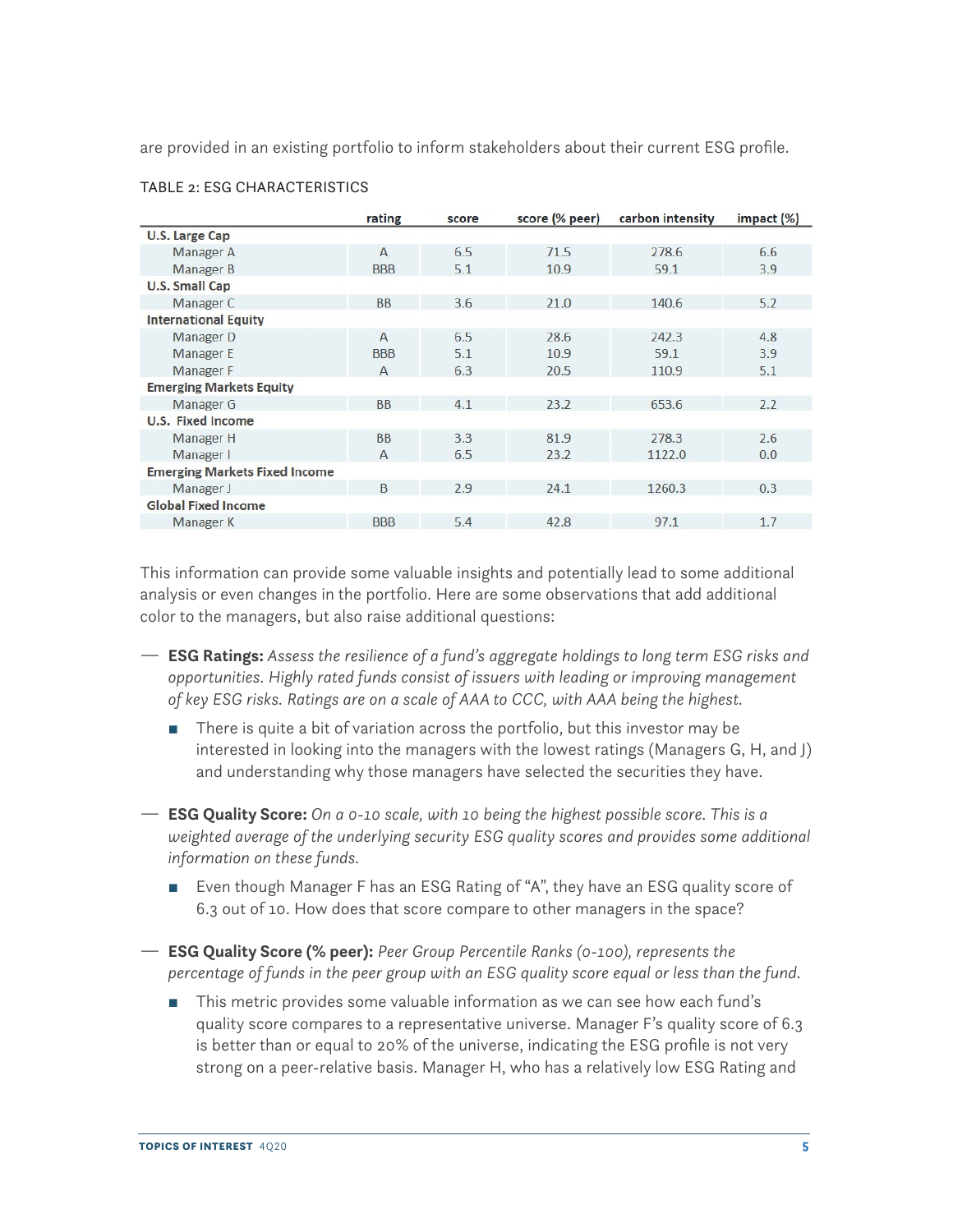are provided in an existing portfolio to inform stakeholders about their current ESG profile.

TABLE 2: ESG CHARACTERISTICS

| | rating | score | score (% peer) | carbon intensity | impact (%) |
|---|---|---|---|---|---|
| **U.S. Large Cap** | | | | | |
| Manager A | A | 6.5 | 71.5 | 278.6 | 6.6 |
| Manager B | BBB | 5.1 | 10.9 | 59.1 | 3.9 |
| **U.S. Small Cap** | | | | | |
| Manager C | BB | 3.6 | 21.0 | 140.6 | 5.2 |
| **International Equity** | | | | | |
| Manager D | A | 6.5 | 28.6 | 242.3 | 4.8 |
| Manager E | BBB | 5.1 | 10.9 | 59.1 | 3.9 |
| Manager F | A | 6.3 | 20.5 | 110.9 | 5.1 |
| **Emerging Markets Equity** | | | | | |
| Manager G | BB | 4.1 | 23.2 | 653.6 | 2.2 |
| **U.S. Fixed Income** | | | | | |
| Manager H | BB | 3.3 | 81.9 | 278.3 | 2.6 |
| Manager I | A | 6.5 | 23.2 | 1122.0 | 0.0 |
| **Emerging Markets Fixed Income** | | | | | |
| Manager J | B | 2.9 | 24.1 | 1260.3 | 0.3 |
| **Global Fixed Income** | | | | | |
| Manager K | BBB | 5.4 | 42.8 | 97.1 | 1.7 |

This information can provide some valuable insights and potentially lead to some additional analysis or even changes in the portfolio. Here are some observations that add additional color to the managers, but also raise additional questions:

- **ESG Ratings:** *Assess the resilience of a fund's aggregate holdings to long term ESG risks and opportunities. Highly rated funds consist of issuers with leading or improving management of key ESG risks. Ratings are on a scale of AAA to CCC, with AAA being the highest.*
  - There is quite a bit of variation across the portfolio, but this investor may be interested in looking into the managers with the lowest ratings (Managers G, H, and J) and understanding why those managers have selected the securities they have.

- **ESG Quality Score:** *On a 0-10 scale, with 10 being the highest possible score. This is a weighted average of the underlying security ESG quality scores and provides some additional information on these funds.*
  - Even though Manager F has an ESG Rating of "A", they have an ESG quality score of 6.3 out of 10. How does that score compare to other managers in the space?

- **ESG Quality Score (% peer):** *Peer Group Percentile Ranks (0-100), represents the percentage of funds in the peer group with an ESG quality score equal or less than the fund.*
  - This metric provides some valuable information as we can see how each fund's quality score compares to a representative universe. Manager F's quality score of 6.3 is better than or equal to 20% of the universe, indicating the ESG profile is not very strong on a peer-relative basis. Manager H, who has a relatively low ESG Rating and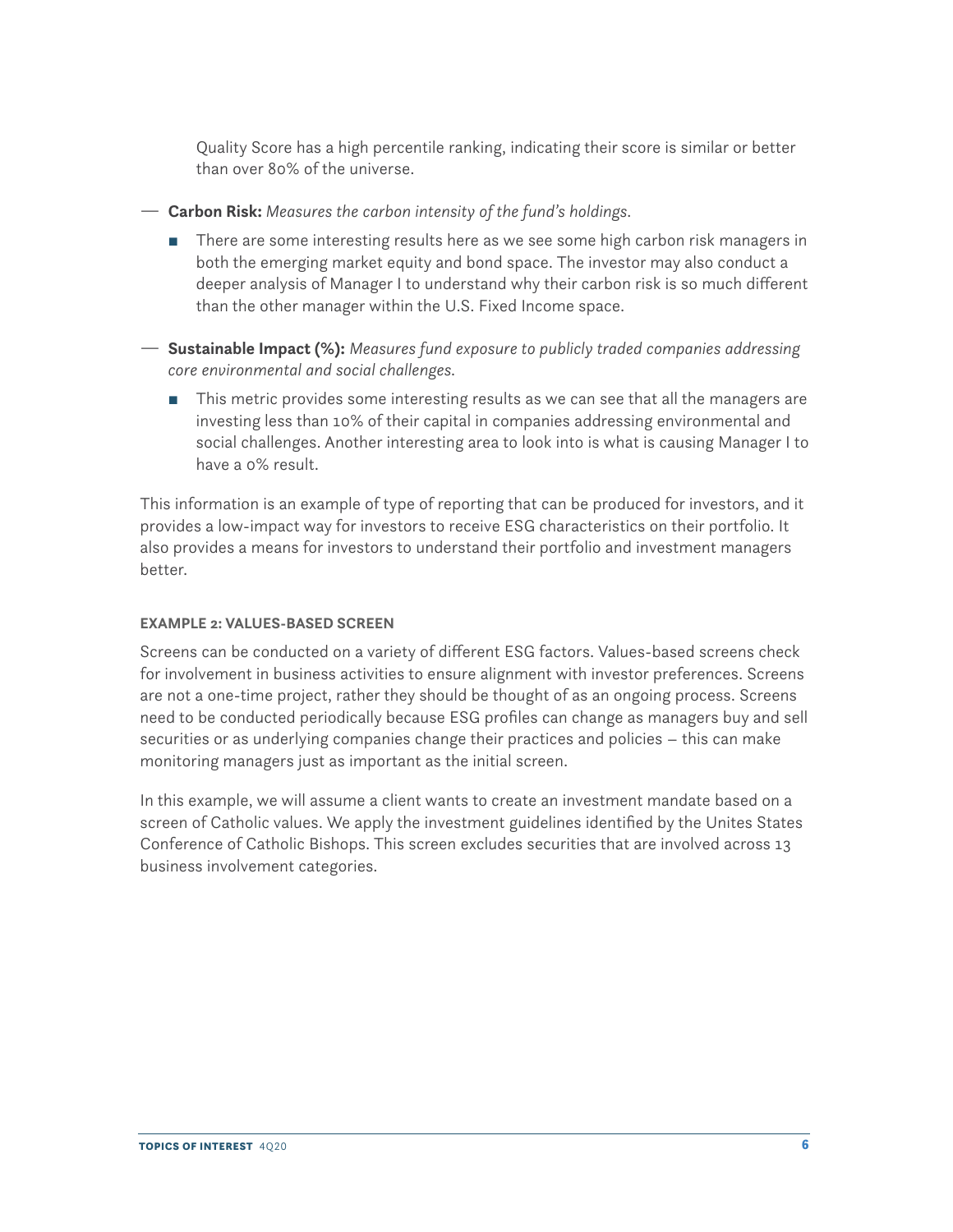Quality Score has a high percentile ranking, indicating their score is similar or better than over 80% of the universe.

- **Carbon Risk:** *Measures the carbon intensity of the fund's holdings.*
  - There are some interesting results here as we see some high carbon risk managers in both the emerging market equity and bond space. The investor may also conduct a deeper analysis of Manager I to understand why their carbon risk is so much different than the other manager within the U.S. Fixed Income space.
- **Sustainable Impact (%):** *Measures fund exposure to publicly traded companies addressing core environmental and social challenges.*
  - This metric provides some interesting results as we can see that all the managers are investing less than 10% of their capital in companies addressing environmental and social challenges. Another interesting area to look into is what is causing Manager I to have a 0% result.

This information is an example of type of reporting that can be produced for investors, and it provides a low-impact way for investors to receive ESG characteristics on their portfolio. It also provides a means for investors to understand their portfolio and investment managers better.

#### EXAMPLE 2: VALUES-BASED SCREEN

Screens can be conducted on a variety of different ESG factors. Values-based screens check for involvement in business activities to ensure alignment with investor preferences. Screens are not a one-time project, rather they should be thought of as an ongoing process. Screens need to be conducted periodically because ESG profiles can change as managers buy and sell securities or as underlying companies change their practices and policies – this can make monitoring managers just as important as the initial screen.

In this example, we will assume a client wants to create an investment mandate based on a screen of Catholic values. We apply the investment guidelines identified by the Unites States Conference of Catholic Bishops. This screen excludes securities that are involved across 13 business involvement categories.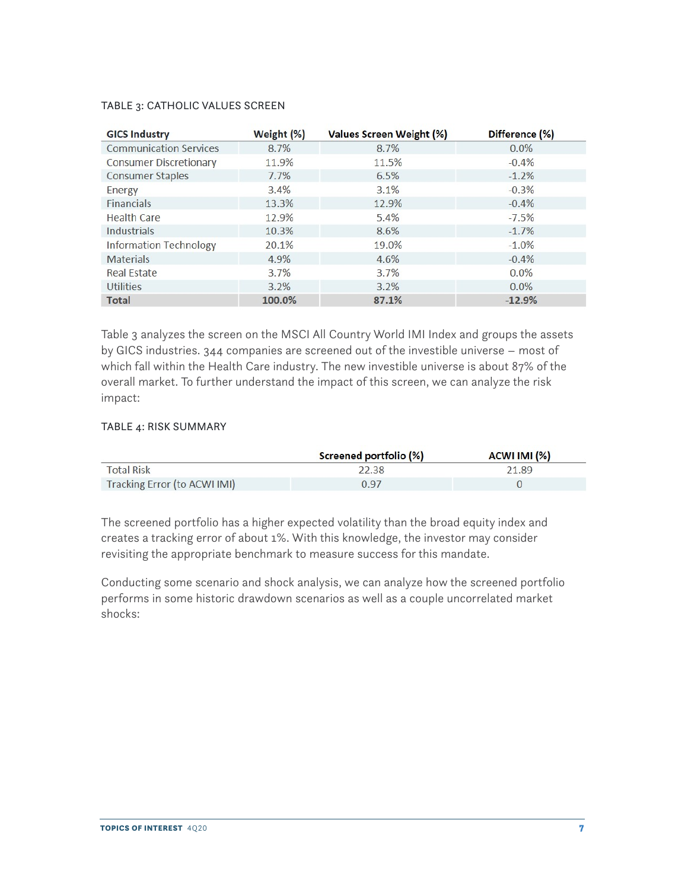TABLE 3: CATHOLIC VALUES SCREEN

| GICS Industry | Weight (%) | Values Screen Weight (%) | Difference (%) |
|---|---|---|---|
| Communication Services | 8.7% | 8.7% | 0.0% |
| Consumer Discretionary | 11.9% | 11.5% | -0.4% |
| Consumer Staples | 7.7% | 6.5% | -1.2% |
| Energy | 3.4% | 3.1% | -0.3% |
| Financials | 13.3% | 12.9% | -0.4% |
| Health Care | 12.9% | 5.4% | -7.5% |
| Industrials | 10.3% | 8.6% | -1.7% |
| Information Technology | 20.1% | 19.0% | -1.0% |
| Materials | 4.9% | 4.6% | -0.4% |
| Real Estate | 3.7% | 3.7% | 0.0% |
| Utilities | 3.2% | 3.2% | 0.0% |
| **Total** | **100.0%** | **87.1%** | **-12.9%** |

Table 3 analyzes the screen on the MSCI All Country World IMI Index and groups the assets by GICS industries. 344 companies are screened out of the investible universe – most of which fall within the Health Care industry. The new investible universe is about 87% of the overall market. To further understand the impact of this screen, we can analyze the risk impact:

TABLE 4: RISK SUMMARY

| | Screened portfolio (%) | ACWI IMI (%) |
|---|---|---|
| Total Risk | 22.38 | 21.89 |
| Tracking Error (to ACWI IMI) | 0.97 | 0 |

The screened portfolio has a higher expected volatility than the broad equity index and creates a tracking error of about 1%. With this knowledge, the investor may consider revisiting the appropriate benchmark to measure success for this mandate.

Conducting some scenario and shock analysis, we can analyze how the screened portfolio performs in some historic drawdown scenarios as well as a couple uncorrelated market shocks: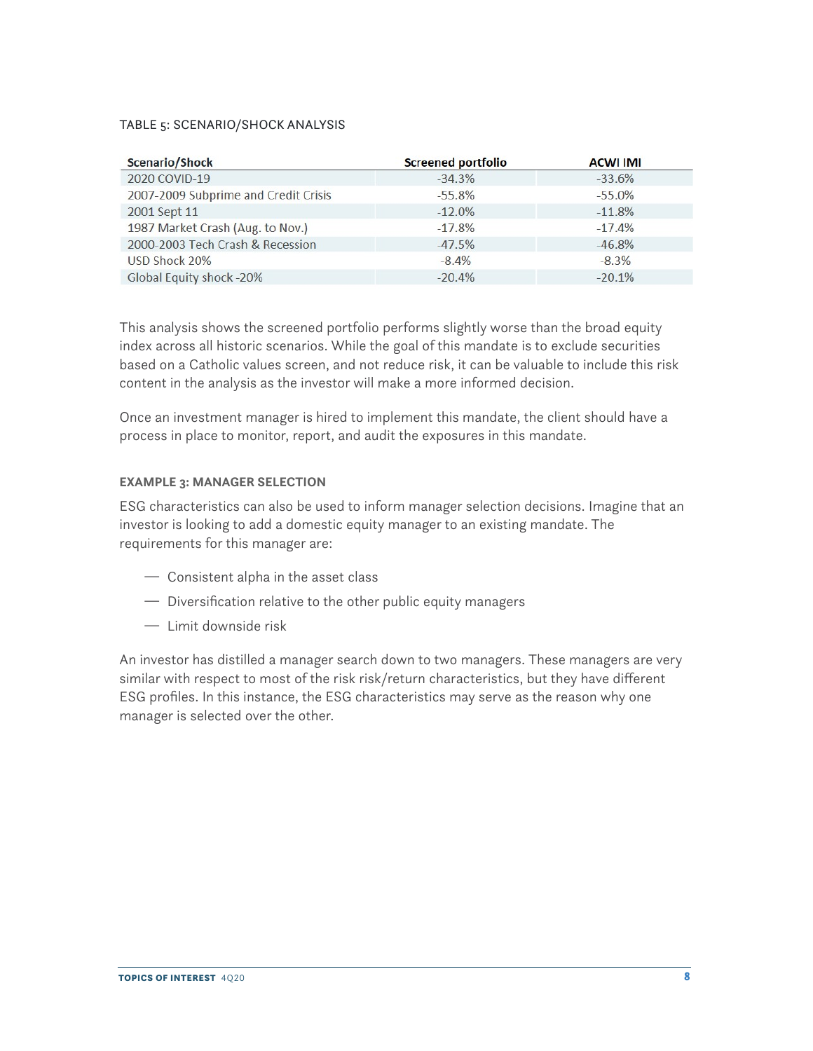TABLE 5: SCENARIO/SHOCK ANALYSIS

| Scenario/Shock | Screened portfolio | ACWI IMI |
|---|---|---|
| 2020 COVID-19 | -34.3% | -33.6% |
| 2007-2009 Subprime and Credit Crisis | -55.8% | -55.0% |
| 2001 Sept 11 | -12.0% | -11.8% |
| 1987 Market Crash (Aug. to Nov.) | -17.8% | -17.4% |
| 2000-2003 Tech Crash & Recession | -47.5% | -46.8% |
| USD Shock 20% | -8.4% | -8.3% |
| Global Equity shock -20% | -20.4% | -20.1% |

This analysis shows the screened portfolio performs slightly worse than the broad equity index across all historic scenarios. While the goal of this mandate is to exclude securities based on a Catholic values screen, and not reduce risk, it can be valuable to include this risk content in the analysis as the investor will make a more informed decision.

Once an investment manager is hired to implement this mandate, the client should have a process in place to monitor, report, and audit the exposures in this mandate.

#### EXAMPLE 3: MANAGER SELECTION

ESG characteristics can also be used to inform manager selection decisions. Imagine that an investor is looking to add a domestic equity manager to an existing mandate. The requirements for this manager are:

- Consistent alpha in the asset class
- Diversification relative to the other public equity managers
- Limit downside risk

An investor has distilled a manager search down to two managers. These managers are very similar with respect to most of the risk risk/return characteristics, but they have different ESG profiles. In this instance, the ESG characteristics may serve as the reason why one manager is selected over the other.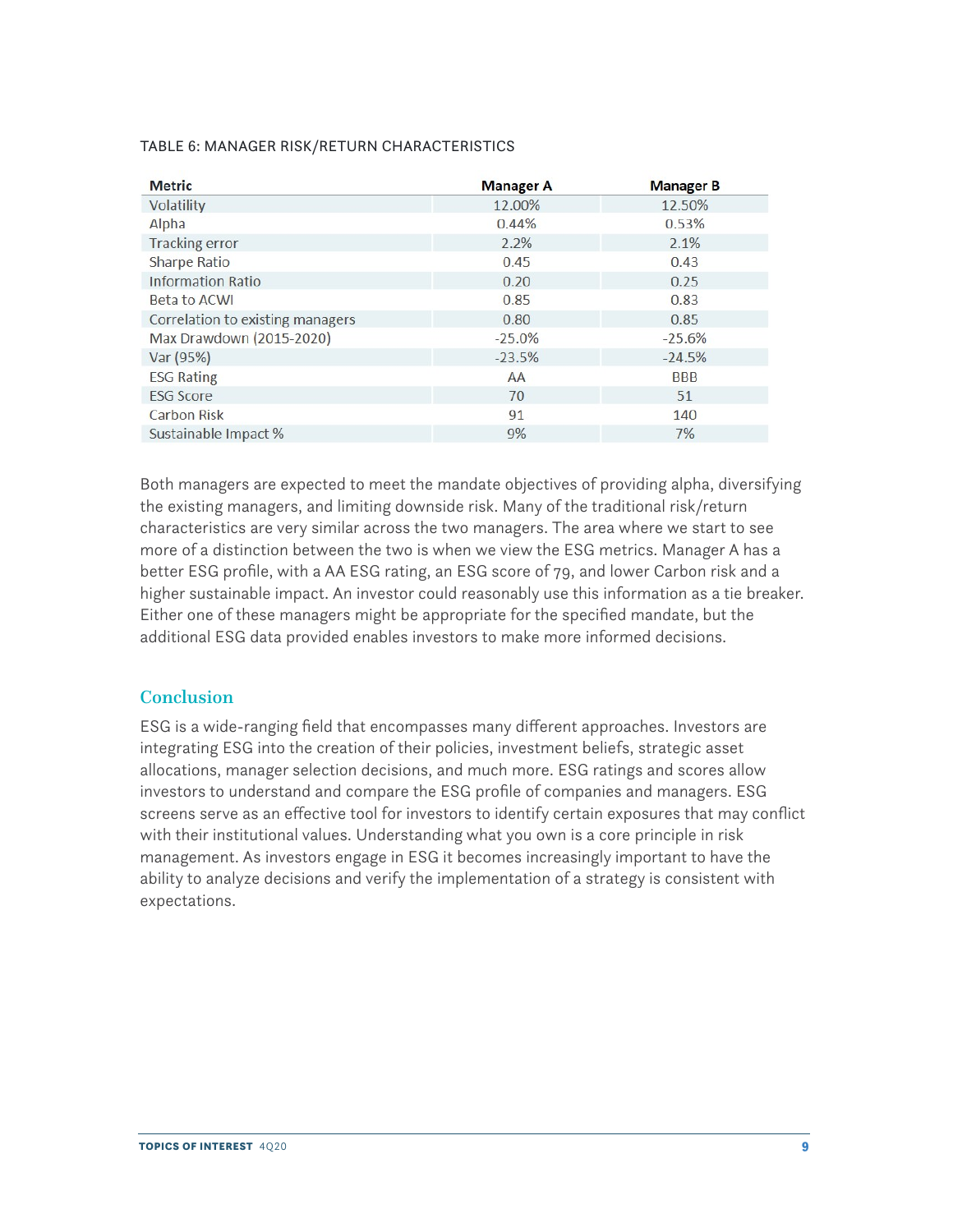TABLE 6: MANAGER RISK/RETURN CHARACTERISTICS

| Metric | Manager A | Manager B |
|---|---|---|
| Volatility | 12.00% | 12.50% |
| Alpha | 0.44% | 0.53% |
| Tracking error | 2.2% | 2.1% |
| Sharpe Ratio | 0.45 | 0.43 |
| Information Ratio | 0.20 | 0.25 |
| Beta to ACWI | 0.85 | 0.83 |
| Correlation to existing managers | 0.80 | 0.85 |
| Max Drawdown (2015-2020) | -25.0% | -25.6% |
| Var (95%) | -23.5% | -24.5% |
| ESG Rating | AA | BBB |
| ESG Score | 70 | 51 |
| Carbon Risk | 91 | 140 |
| Sustainable Impact % | 9% | 7% |

Both managers are expected to meet the mandate objectives of providing alpha, diversifying the existing managers, and limiting downside risk. Many of the traditional risk/return characteristics are very similar across the two managers. The area where we start to see more of a distinction between the two is when we view the ESG metrics. Manager A has a better ESG profile, with a AA ESG rating, an ESG score of 79, and lower Carbon risk and a higher sustainable impact. An investor could reasonably use this information as a tie breaker. Either one of these managers might be appropriate for the specified mandate, but the additional ESG data provided enables investors to make more informed decisions.

## Conclusion

ESG is a wide-ranging field that encompasses many different approaches. Investors are integrating ESG into the creation of their policies, investment beliefs, strategic asset allocations, manager selection decisions, and much more. ESG ratings and scores allow investors to understand and compare the ESG profile of companies and managers. ESG screens serve as an effective tool for investors to identify certain exposures that may conflict with their institutional values. Understanding what you own is a core principle in risk management. As investors engage in ESG it becomes increasingly important to have the ability to analyze decisions and verify the implementation of a strategy is consistent with expectations.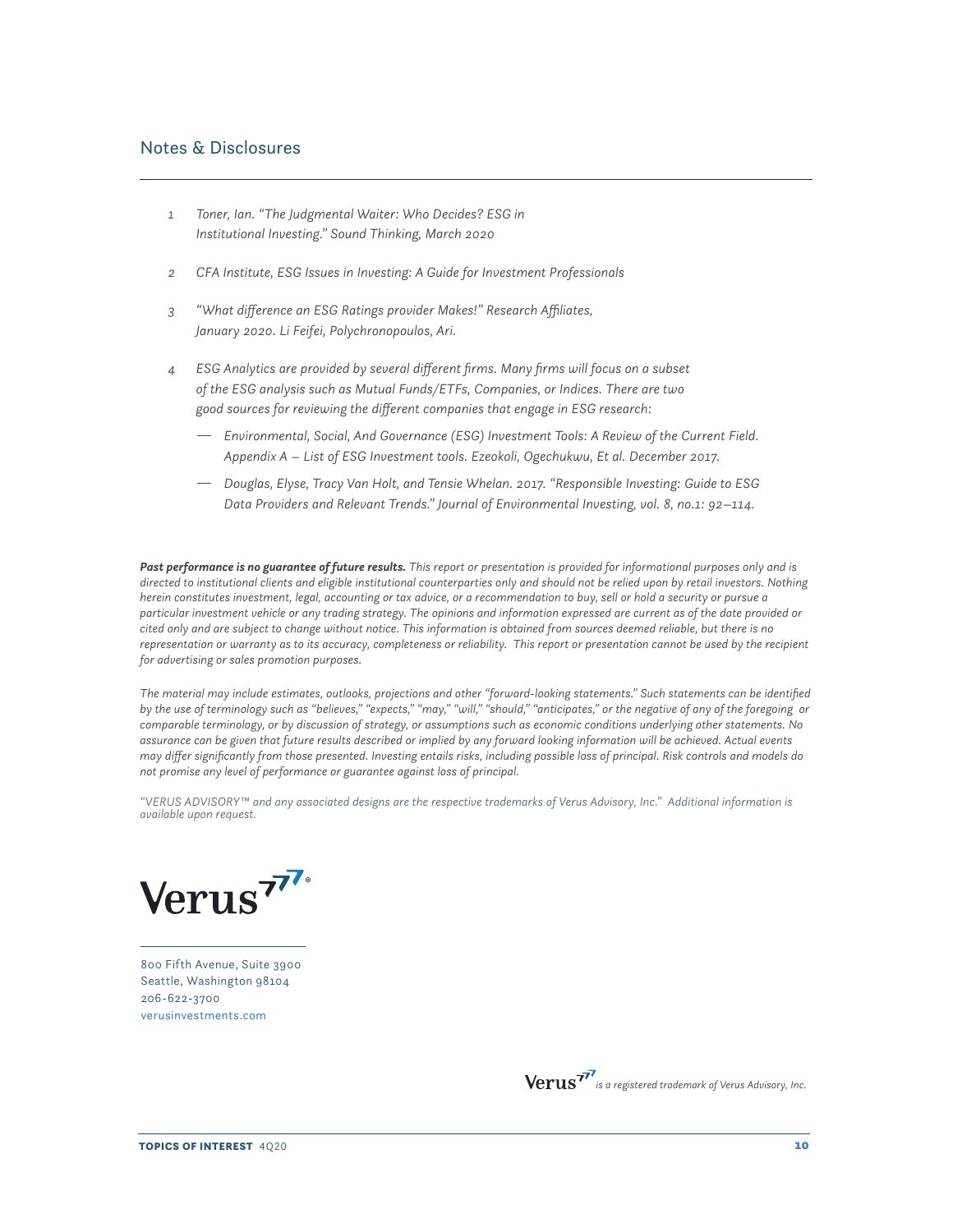## Notes & Disclosures

1. *Toner, Ian. "The Judgmental Waiter: Who Decides? ESG in Institutional Investing." Sound Thinking, March 2020*
2. *CFA Institute, ESG Issues in Investing: A Guide for Investment Professionals*
3. *"What difference an ESG Ratings provider Makes!" Research Affiliates, January 2020. Li Feifei, Polychronopoulos, Ari.*
4. *ESG Analytics are provided by several different firms. Many firms will focus on a subset of the ESG analysis such as Mutual Funds/ETFs, Companies, or Indices. There are two good sources for reviewing the different companies that engage in ESG research:*
   - *Environmental, Social, And Governance (ESG) Investment Tools: A Review of the Current Field. Appendix A – List of ESG Investment tools. Ezeokoli, Ogechukwu, Et al. December 2017.*
   - *Douglas, Elyse, Tracy Van Holt, and Tensie Whelan. 2017. "Responsible Investing: Guide to ESG Data Providers and Relevant Trends." Journal of Environmental Investing, vol. 8, no.1: 92–114.*

***Past performance is no guarantee of future results.*** *This report or presentation is provided for informational purposes only and is directed to institutional clients and eligible institutional counterparties only and should not be relied upon by retail investors. Nothing herein constitutes investment, legal, accounting or tax advice, or a recommendation to buy, sell or hold a security or pursue a particular investment vehicle or any trading strategy. The opinions and information expressed are current as of the date provided or cited only and are subject to change without notice. This information is obtained from sources deemed reliable, but there is no representation or warranty as to its accuracy, completeness or reliability. This report or presentation cannot be used by the recipient for advertising or sales promotion purposes.*

*The material may include estimates, outlooks, projections and other "forward-looking statements." Such statements can be identified by the use of terminology such as "believes," "expects," "may," "will," "should," "anticipates," or the negative of any of the foregoing or comparable terminology, or by discussion of strategy, or assumptions such as economic conditions underlying other statements. No assurance can be given that future results described or implied by any forward looking information will be achieved. Actual events may differ significantly from those presented. Investing entails risks, including possible loss of principal. Risk controls and models do not promise any level of performance or guarantee against loss of principal.*

*"VERUS ADVISORY™ and any associated designs are the respective trademarks of Verus Advisory, Inc." Additional information is available upon request.*

Verus®

800 Fifth Avenue, Suite 3900
Seattle, Washington 98104
206-622-3700
verusinvestments.com

Verus *is a registered trademark of Verus Advisory, Inc.*